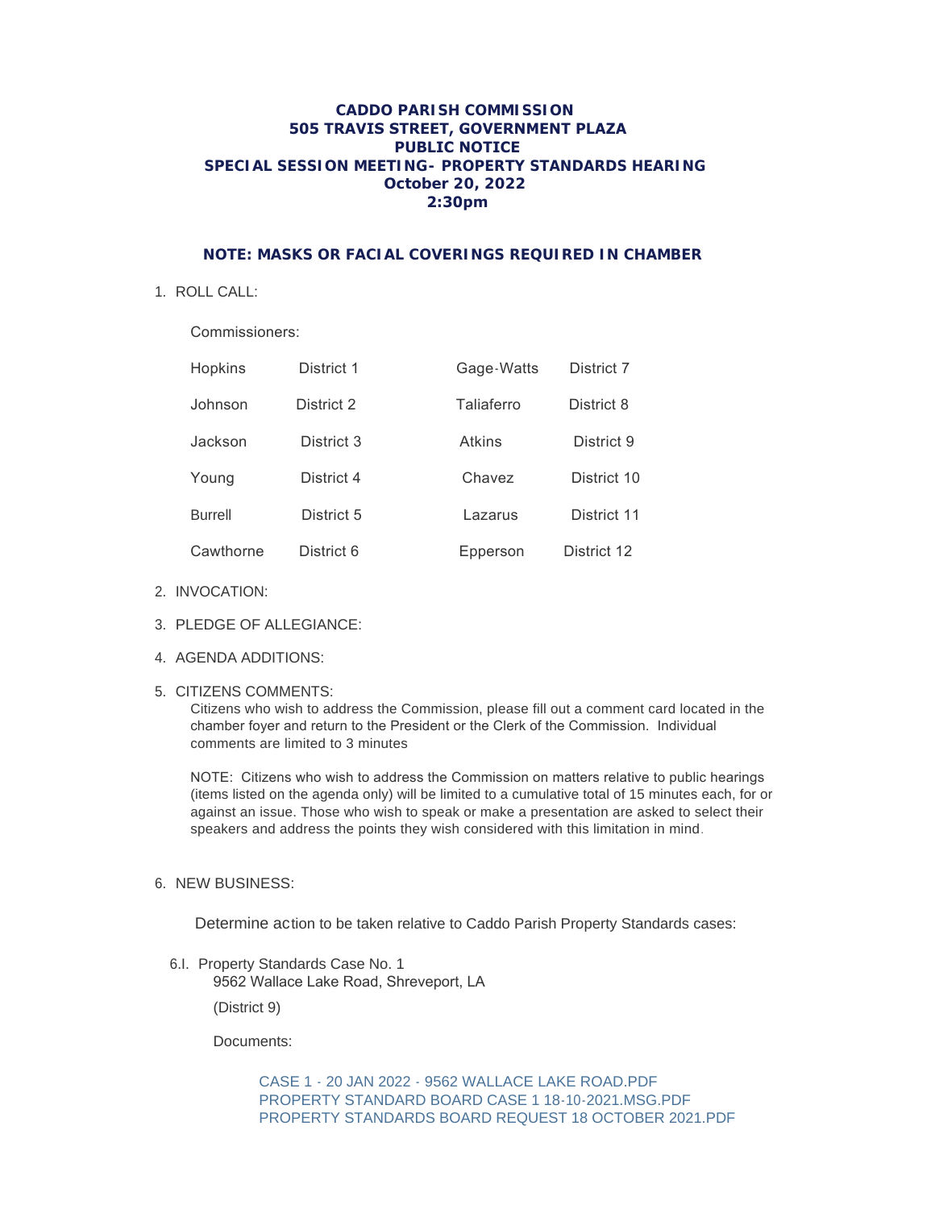# CADDO PARISH COMMISSION
## 505 TRAVIS STREET, GOVERNMENT PLAZA
## PUBLIC NOTICE
## SPECIAL SESSION MEETING- PROPERTY STANDARDS HEARING
## October 20, 2022
## 2:30pm

**NOTE: MASKS OR FACIAL COVERINGS REQUIRED IN CHAMBER**

1. ROLL CALL:

   Commissioners:

   | | | | |
   |---|---|---|---|
   | Hopkins | District 1 | Gage-Watts | District 7 |
   | Johnson | District 2 | Taliaferro | District 8 |
   | Jackson | District 3 | Atkins | District 9 |
   | Young | District 4 | Chavez | District 10 |
   | Burrell | District 5 | Lazarus | District 11 |
   | Cawthorne | District 6 | Epperson | District 12 |

2. INVOCATION:

3. PLEDGE OF ALLEGIANCE:

4. AGENDA ADDITIONS:

5. CITIZENS COMMENTS:

   Citizens who wish to address the Commission, please fill out a comment card located in the chamber foyer and return to the President or the Clerk of the Commission. Individual comments are limited to 3 minutes

   NOTE: Citizens who wish to address the Commission on matters relative to public hearings (items listed on the agenda only) will be limited to a cumulative total of 15 minutes each, for or against an issue. Those who wish to speak or make a presentation are asked to select their speakers and address the points they wish considered with this limitation in mind.

6. NEW BUSINESS:

   Determine action to be taken relative to Caddo Parish Property Standards cases:

   6.I. Property Standards Case No. 1
   9562 Wallace Lake Road, Shreveport, LA

   (District 9)

   Documents:

   CASE 1 - 20 JAN 2022 - 9562 WALLACE LAKE ROAD.PDF
   PROPERTY STANDARD BOARD CASE 1 18-10-2021.MSG.PDF
   PROPERTY STANDARDS BOARD REQUEST 18 OCTOBER 2021.PDF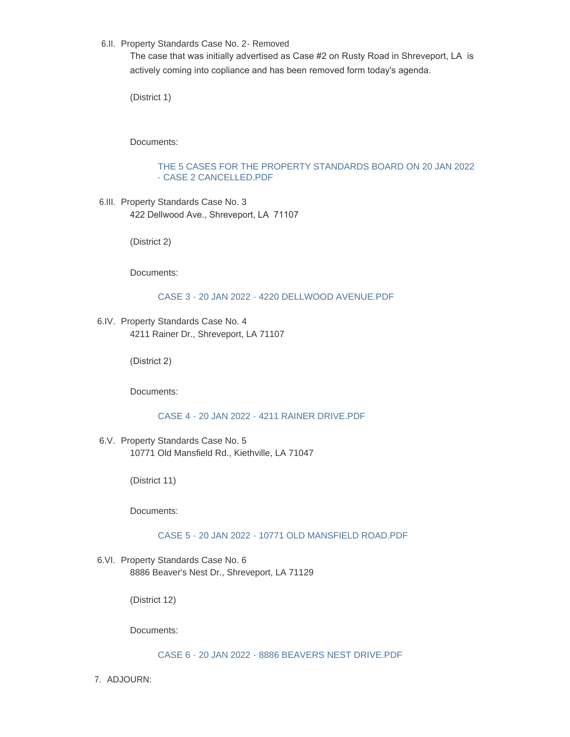6.II. Property Standards Case No. 2- Removed

The case that was initially advertised as Case #2 on Rusty Road in Shreveport, LA is actively coming into copliance and has been removed form today's agenda.

(District 1)

Documents:

THE 5 CASES FOR THE PROPERTY STANDARDS BOARD ON 20 JAN 2022 - CASE 2 CANCELLED.PDF

6.III. Property Standards Case No. 3

422 Dellwood Ave., Shreveport, LA 71107

(District 2)

Documents:

CASE 3 - 20 JAN 2022 - 4220 DELLWOOD AVENUE.PDF

6.IV. Property Standards Case No. 4

4211 Rainer Dr., Shreveport, LA 71107

(District 2)

Documents:

CASE 4 - 20 JAN 2022 - 4211 RAINER DRIVE.PDF

6.V. Property Standards Case No. 5

10771 Old Mansfield Rd., Kiethville, LA 71047

(District 11)

Documents:

CASE 5 - 20 JAN 2022 - 10771 OLD MANSFIELD ROAD.PDF

6.VI. Property Standards Case No. 6

8886 Beaver's Nest Dr., Shreveport, LA 71129

(District 12)

Documents:

CASE 6 - 20 JAN 2022 - 8886 BEAVERS NEST DRIVE.PDF

7. ADJOURN: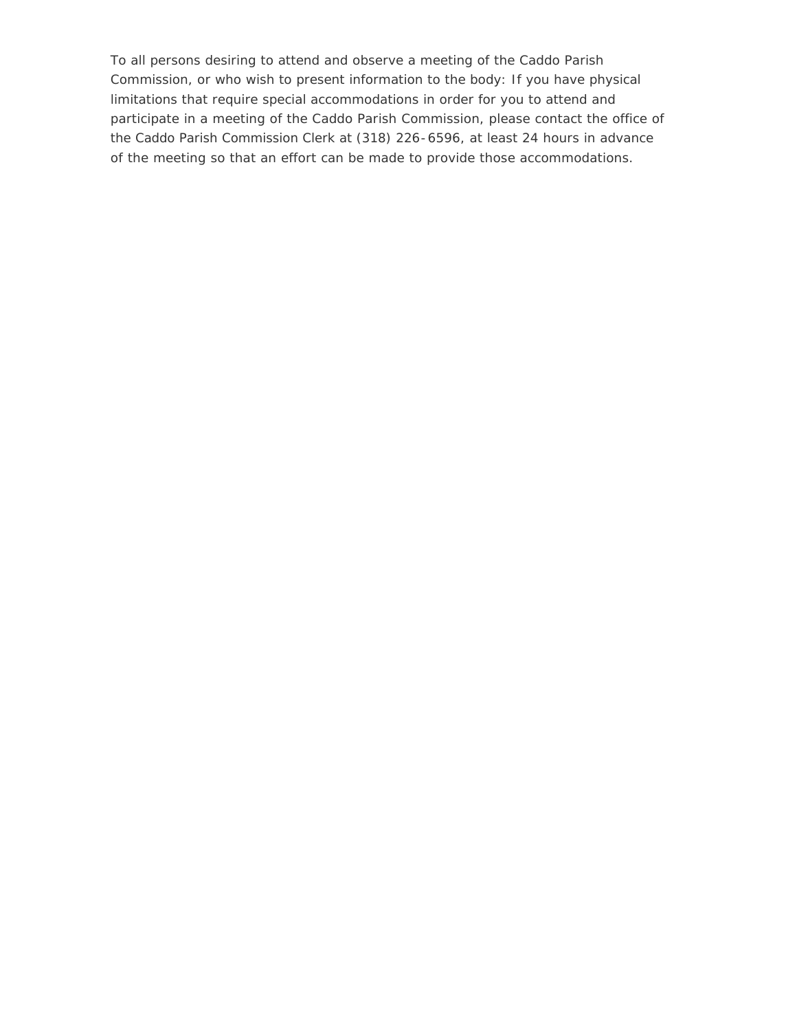To all persons desiring to attend and observe a meeting of the Caddo Parish Commission, or who wish to present information to the body: If you have physical limitations that require special accommodations in order for you to attend and participate in a meeting of the Caddo Parish Commission, please contact the office of the Caddo Parish Commission Clerk at (318) 226-6596, at least 24 hours in advance of the meeting so that an effort can be made to provide those accommodations.